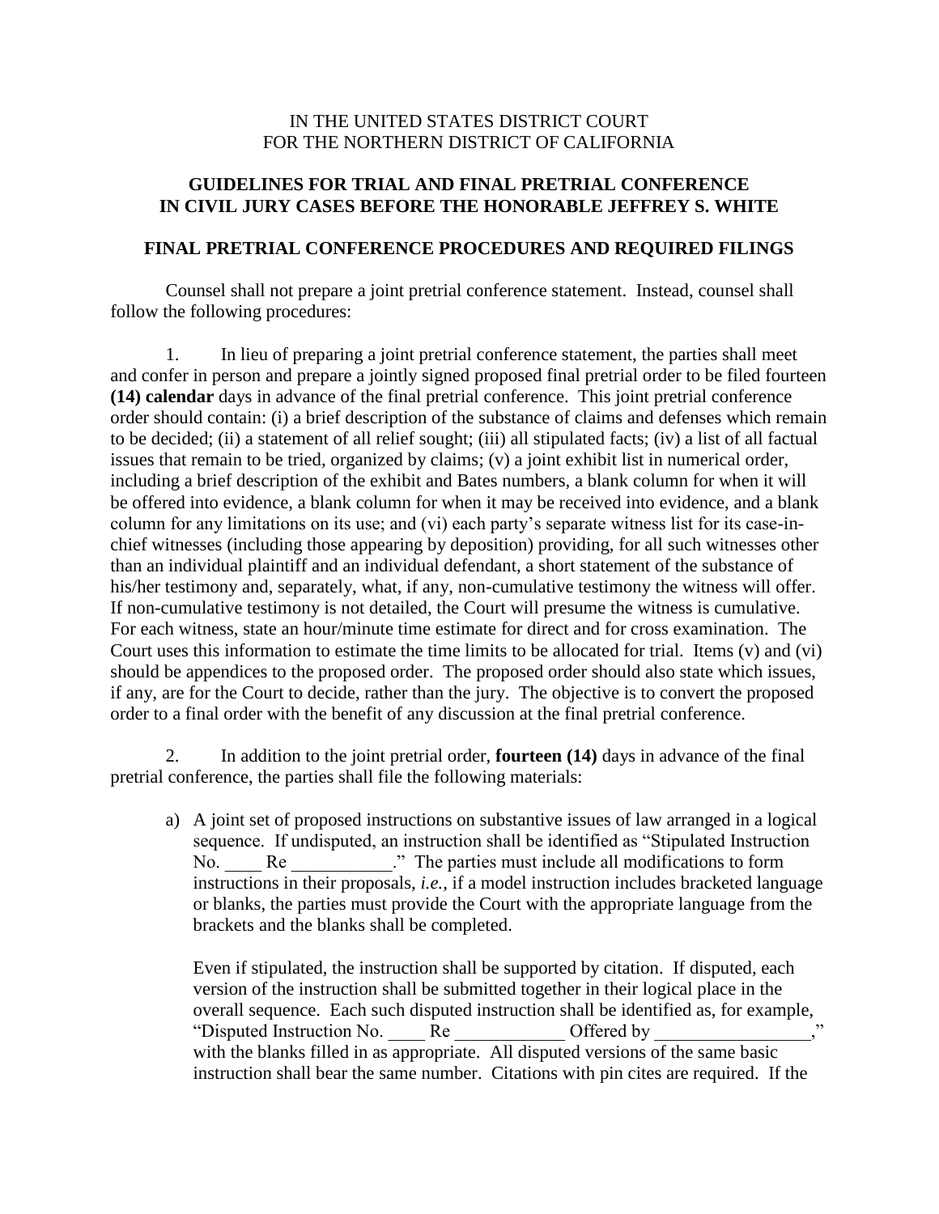IN THE UNITED STATES DISTRICT COURT
FOR THE NORTHERN DISTRICT OF CALIFORNIA

## GUIDELINES FOR TRIAL AND FINAL PRETRIAL CONFERENCE IN CIVIL JURY CASES BEFORE THE HONORABLE JEFFREY S. WHITE

### FINAL PRETRIAL CONFERENCE PROCEDURES AND REQUIRED FILINGS

Counsel shall not prepare a joint pretrial conference statement. Instead, counsel shall follow the following procedures:

1. In lieu of preparing a joint pretrial conference statement, the parties shall meet and confer in person and prepare a jointly signed proposed final pretrial order to be filed fourteen **(14) calendar** days in advance of the final pretrial conference. This joint pretrial conference order should contain: (i) a brief description of the substance of claims and defenses which remain to be decided; (ii) a statement of all relief sought; (iii) all stipulated facts; (iv) a list of all factual issues that remain to be tried, organized by claims; (v) a joint exhibit list in numerical order, including a brief description of the exhibit and Bates numbers, a blank column for when it will be offered into evidence, a blank column for when it may be received into evidence, and a blank column for any limitations on its use; and (vi) each party's separate witness list for its case-in-chief witnesses (including those appearing by deposition) providing, for all such witnesses other than an individual plaintiff and an individual defendant, a short statement of the substance of his/her testimony and, separately, what, if any, non-cumulative testimony the witness will offer. If non-cumulative testimony is not detailed, the Court will presume the witness is cumulative. For each witness, state an hour/minute time estimate for direct and for cross examination. The Court uses this information to estimate the time limits to be allocated for trial. Items (v) and (vi) should be appendices to the proposed order. The proposed order should also state which issues, if any, are for the Court to decide, rather than the jury. The objective is to convert the proposed order to a final order with the benefit of any discussion at the final pretrial conference.

2. In addition to the joint pretrial order, **fourteen (14)** days in advance of the final pretrial conference, the parties shall file the following materials:

   a) A joint set of proposed instructions on substantive issues of law arranged in a logical sequence. If undisputed, an instruction shall be identified as "Stipulated Instruction No. ____ Re ___________." The parties must include all modifications to form instructions in their proposals, *i.e.*, if a model instruction includes bracketed language or blanks, the parties must provide the Court with the appropriate language from the brackets and the blanks shall be completed.

      Even if stipulated, the instruction shall be supported by citation. If disputed, each version of the instruction shall be submitted together in their logical place in the overall sequence. Each such disputed instruction shall be identified as, for example, "Disputed Instruction No. ____ Re ____________ Offered by _________________," with the blanks filled in as appropriate. All disputed versions of the same basic instruction shall bear the same number. Citations with pin cites are required. If the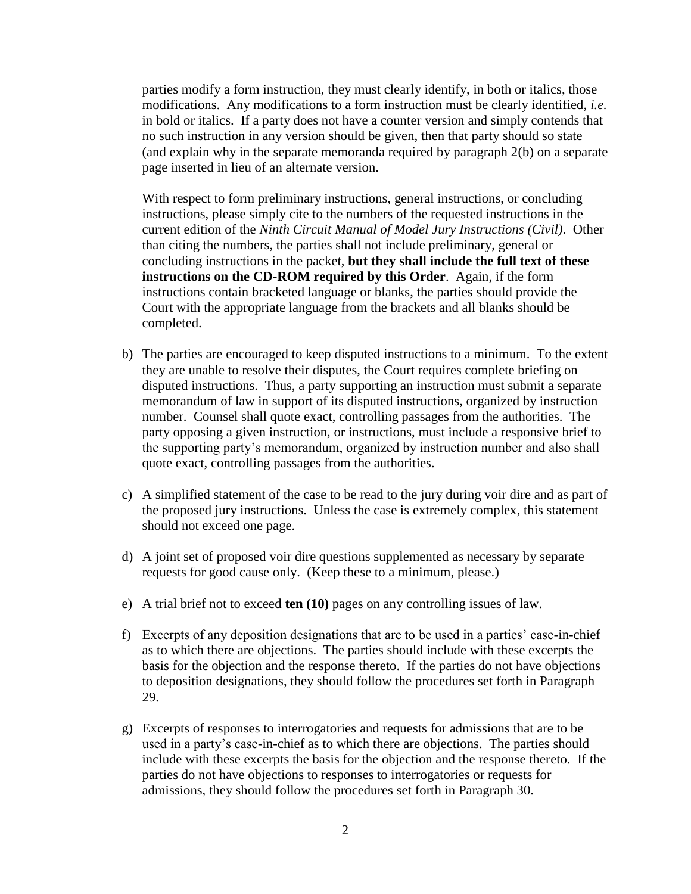parties modify a form instruction, they must clearly identify, in both or italics, those modifications. Any modifications to a form instruction must be clearly identified, *i.e.* in bold or italics. If a party does not have a counter version and simply contends that no such instruction in any version should be given, then that party should so state (and explain why in the separate memoranda required by paragraph 2(b) on a separate page inserted in lieu of an alternate version.

With respect to form preliminary instructions, general instructions, or concluding instructions, please simply cite to the numbers of the requested instructions in the current edition of the *Ninth Circuit Manual of Model Jury Instructions (Civil)*. Other than citing the numbers, the parties shall not include preliminary, general or concluding instructions in the packet, **but they shall include the full text of these instructions on the CD-ROM required by this Order**. Again, if the form instructions contain bracketed language or blanks, the parties should provide the Court with the appropriate language from the brackets and all blanks should be completed.

b) The parties are encouraged to keep disputed instructions to a minimum. To the extent they are unable to resolve their disputes, the Court requires complete briefing on disputed instructions. Thus, a party supporting an instruction must submit a separate memorandum of law in support of its disputed instructions, organized by instruction number. Counsel shall quote exact, controlling passages from the authorities. The party opposing a given instruction, or instructions, must include a responsive brief to the supporting party's memorandum, organized by instruction number and also shall quote exact, controlling passages from the authorities.

c) A simplified statement of the case to be read to the jury during voir dire and as part of the proposed jury instructions. Unless the case is extremely complex, this statement should not exceed one page.

d) A joint set of proposed voir dire questions supplemented as necessary by separate requests for good cause only. (Keep these to a minimum, please.)

e) A trial brief not to exceed **ten (10)** pages on any controlling issues of law.

f) Excerpts of any deposition designations that are to be used in a parties' case-in-chief as to which there are objections. The parties should include with these excerpts the basis for the objection and the response thereto. If the parties do not have objections to deposition designations, they should follow the procedures set forth in Paragraph 29.

g) Excerpts of responses to interrogatories and requests for admissions that are to be used in a party's case-in-chief as to which there are objections. The parties should include with these excerpts the basis for the objection and the response thereto. If the parties do not have objections to responses to interrogatories or requests for admissions, they should follow the procedures set forth in Paragraph 30.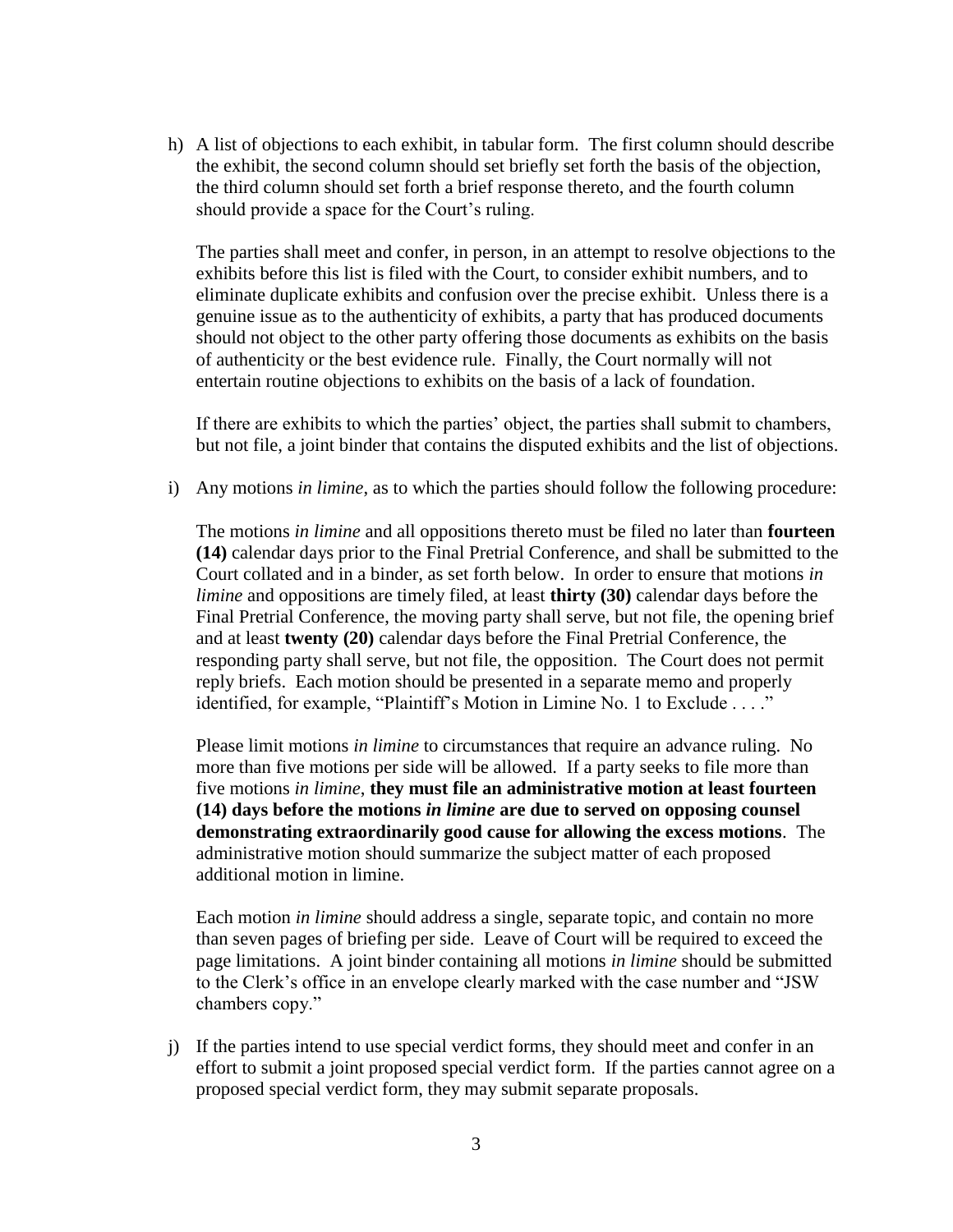h) A list of objections to each exhibit, in tabular form. The first column should describe the exhibit, the second column should set briefly set forth the basis of the objection, the third column should set forth a brief response thereto, and the fourth column should provide a space for the Court's ruling.

   The parties shall meet and confer, in person, in an attempt to resolve objections to the exhibits before this list is filed with the Court, to consider exhibit numbers, and to eliminate duplicate exhibits and confusion over the precise exhibit. Unless there is a genuine issue as to the authenticity of exhibits, a party that has produced documents should not object to the other party offering those documents as exhibits on the basis of authenticity or the best evidence rule. Finally, the Court normally will not entertain routine objections to exhibits on the basis of a lack of foundation.

   If there are exhibits to which the parties' object, the parties shall submit to chambers, but not file, a joint binder that contains the disputed exhibits and the list of objections.

i) Any motions *in limine*, as to which the parties should follow the following procedure:

   The motions *in limine* and all oppositions thereto must be filed no later than **fourteen (14)** calendar days prior to the Final Pretrial Conference, and shall be submitted to the Court collated and in a binder, as set forth below. In order to ensure that motions *in limine* and oppositions are timely filed, at least **thirty (30)** calendar days before the Final Pretrial Conference, the moving party shall serve, but not file, the opening brief and at least **twenty (20)** calendar days before the Final Pretrial Conference, the responding party shall serve, but not file, the opposition. The Court does not permit reply briefs. Each motion should be presented in a separate memo and properly identified, for example, "Plaintiff's Motion in Limine No. 1 to Exclude . . . ."

   Please limit motions *in limine* to circumstances that require an advance ruling. No more than five motions per side will be allowed. If a party seeks to file more than five motions *in limine*, **they must file an administrative motion at least fourteen (14) days before the motions *in limine* are due to served on opposing counsel demonstrating extraordinarily good cause for allowing the excess motions**. The administrative motion should summarize the subject matter of each proposed additional motion in limine.

   Each motion *in limine* should address a single, separate topic, and contain no more than seven pages of briefing per side. Leave of Court will be required to exceed the page limitations. A joint binder containing all motions *in limine* should be submitted to the Clerk's office in an envelope clearly marked with the case number and "JSW chambers copy."

j) If the parties intend to use special verdict forms, they should meet and confer in an effort to submit a joint proposed special verdict form. If the parties cannot agree on a proposed special verdict form, they may submit separate proposals.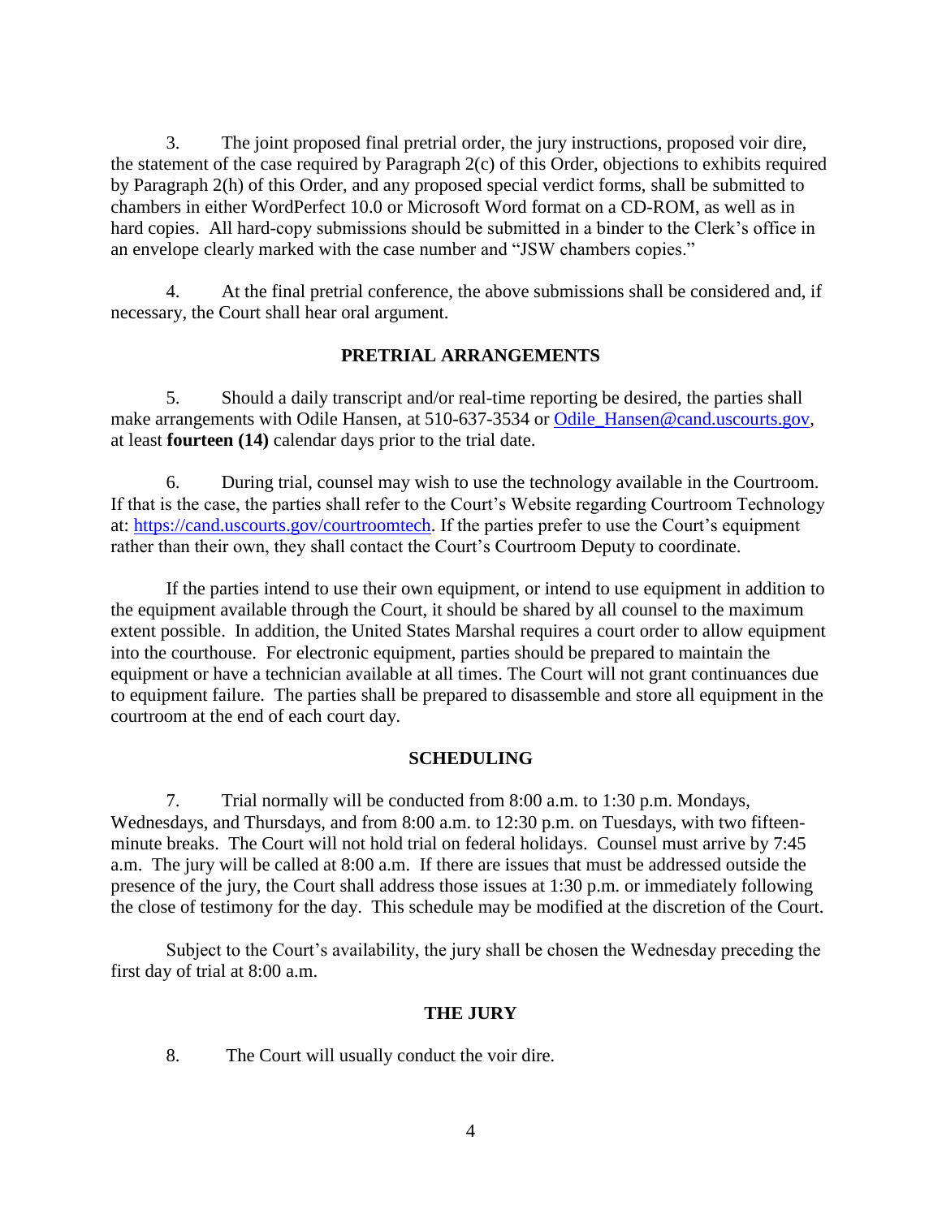3. The joint proposed final pretrial order, the jury instructions, proposed voir dire, the statement of the case required by Paragraph 2(c) of this Order, objections to exhibits required by Paragraph 2(h) of this Order, and any proposed special verdict forms, shall be submitted to chambers in either WordPerfect 10.0 or Microsoft Word format on a CD-ROM, as well as in hard copies. All hard-copy submissions should be submitted in a binder to the Clerk's office in an envelope clearly marked with the case number and "JSW chambers copies."

4. At the final pretrial conference, the above submissions shall be considered and, if necessary, the Court shall hear oral argument.

## PRETRIAL ARRANGEMENTS

5. Should a daily transcript and/or real-time reporting be desired, the parties shall make arrangements with Odile Hansen, at 510-637-3534 or [Odile_Hansen@cand.uscourts.gov](mailto:Odile_Hansen@cand.uscourts.gov), at least **fourteen (14)** calendar days prior to the trial date.

6. During trial, counsel may wish to use the technology available in the Courtroom. If that is the case, the parties shall refer to the Court's Website regarding Courtroom Technology at: [https://cand.uscourts.gov/courtroomtech](https://cand.uscourts.gov/courtroomtech). If the parties prefer to use the Court's equipment rather than their own, they shall contact the Court's Courtroom Deputy to coordinate.

If the parties intend to use their own equipment, or intend to use equipment in addition to the equipment available through the Court, it should be shared by all counsel to the maximum extent possible. In addition, the United States Marshal requires a court order to allow equipment into the courthouse. For electronic equipment, parties should be prepared to maintain the equipment or have a technician available at all times. The Court will not grant continuances due to equipment failure. The parties shall be prepared to disassemble and store all equipment in the courtroom at the end of each court day.

## SCHEDULING

7. Trial normally will be conducted from 8:00 a.m. to 1:30 p.m. Mondays, Wednesdays, and Thursdays, and from 8:00 a.m. to 12:30 p.m. on Tuesdays, with two fifteen-minute breaks. The Court will not hold trial on federal holidays. Counsel must arrive by 7:45 a.m. The jury will be called at 8:00 a.m. If there are issues that must be addressed outside the presence of the jury, the Court shall address those issues at 1:30 p.m. or immediately following the close of testimony for the day. This schedule may be modified at the discretion of the Court.

Subject to the Court's availability, the jury shall be chosen the Wednesday preceding the first day of trial at 8:00 a.m.

## THE JURY

8. The Court will usually conduct the voir dire.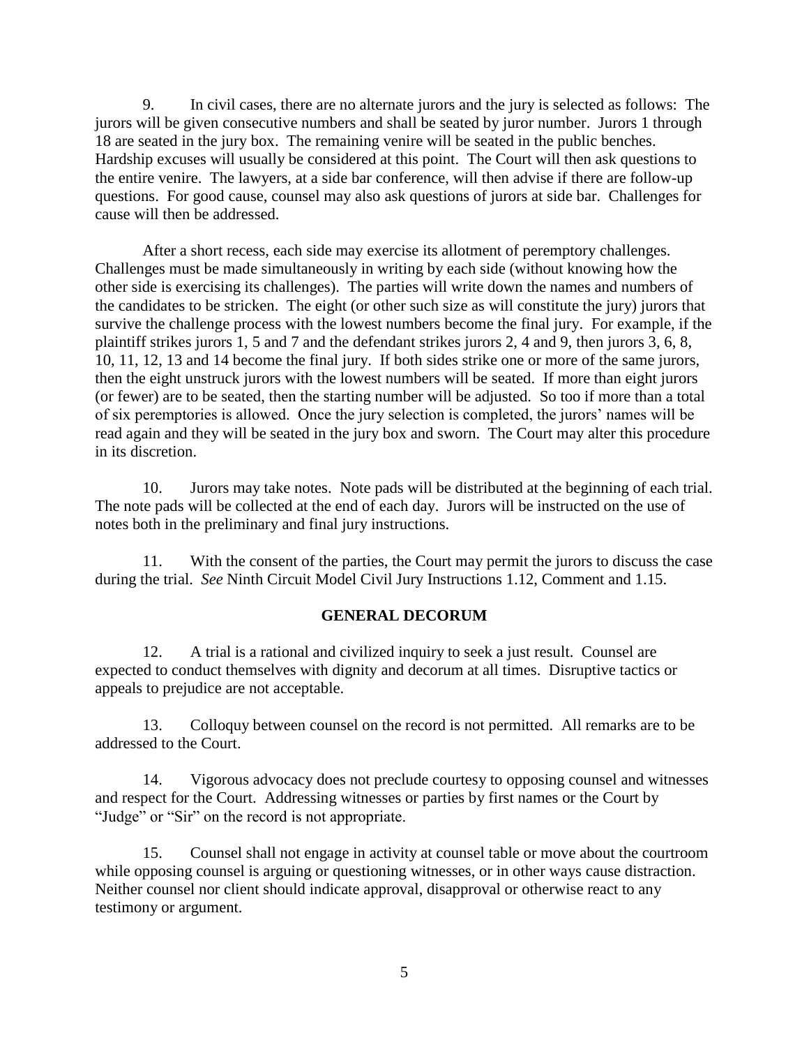9. In civil cases, there are no alternate jurors and the jury is selected as follows: The jurors will be given consecutive numbers and shall be seated by juror number. Jurors 1 through 18 are seated in the jury box. The remaining venire will be seated in the public benches. Hardship excuses will usually be considered at this point. The Court will then ask questions to the entire venire. The lawyers, at a side bar conference, will then advise if there are follow-up questions. For good cause, counsel may also ask questions of jurors at side bar. Challenges for cause will then be addressed.

After a short recess, each side may exercise its allotment of peremptory challenges. Challenges must be made simultaneously in writing by each side (without knowing how the other side is exercising its challenges). The parties will write down the names and numbers of the candidates to be stricken. The eight (or other such size as will constitute the jury) jurors that survive the challenge process with the lowest numbers become the final jury. For example, if the plaintiff strikes jurors 1, 5 and 7 and the defendant strikes jurors 2, 4 and 9, then jurors 3, 6, 8, 10, 11, 12, 13 and 14 become the final jury. If both sides strike one or more of the same jurors, then the eight unstruck jurors with the lowest numbers will be seated. If more than eight jurors (or fewer) are to be seated, then the starting number will be adjusted. So too if more than a total of six peremptories is allowed. Once the jury selection is completed, the jurors' names will be read again and they will be seated in the jury box and sworn. The Court may alter this procedure in its discretion.

10. Jurors may take notes. Note pads will be distributed at the beginning of each trial. The note pads will be collected at the end of each day. Jurors will be instructed on the use of notes both in the preliminary and final jury instructions.

11. With the consent of the parties, the Court may permit the jurors to discuss the case during the trial. *See* Ninth Circuit Model Civil Jury Instructions 1.12, Comment and 1.15.

## GENERAL DECORUM

12. A trial is a rational and civilized inquiry to seek a just result. Counsel are expected to conduct themselves with dignity and decorum at all times. Disruptive tactics or appeals to prejudice are not acceptable.

13. Colloquy between counsel on the record is not permitted. All remarks are to be addressed to the Court.

14. Vigorous advocacy does not preclude courtesy to opposing counsel and witnesses and respect for the Court. Addressing witnesses or parties by first names or the Court by "Judge" or "Sir" on the record is not appropriate.

15. Counsel shall not engage in activity at counsel table or move about the courtroom while opposing counsel is arguing or questioning witnesses, or in other ways cause distraction. Neither counsel nor client should indicate approval, disapproval or otherwise react to any testimony or argument.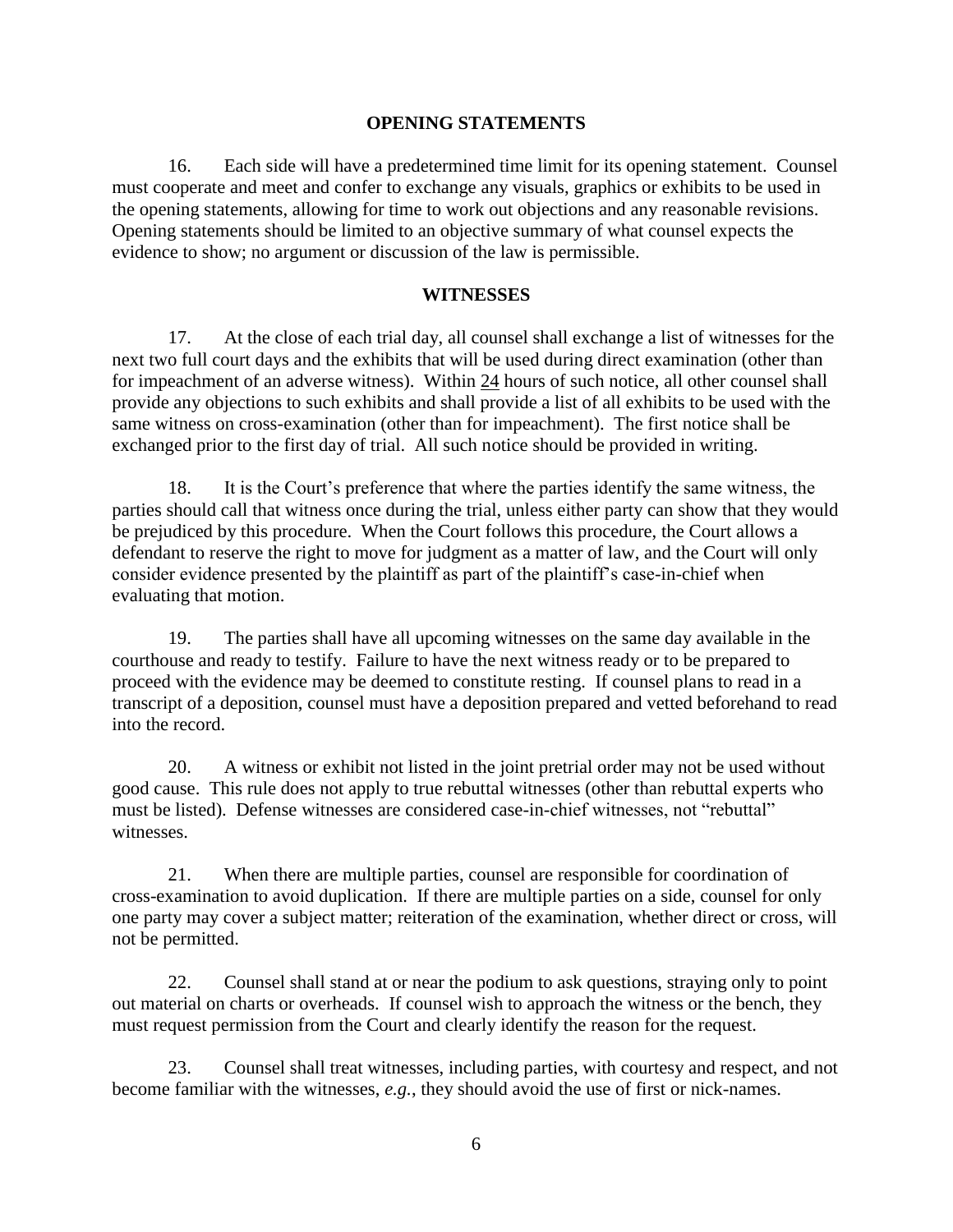## OPENING STATEMENTS

16. Each side will have a predetermined time limit for its opening statement. Counsel must cooperate and meet and confer to exchange any visuals, graphics or exhibits to be used in the opening statements, allowing for time to work out objections and any reasonable revisions. Opening statements should be limited to an objective summary of what counsel expects the evidence to show; no argument or discussion of the law is permissible.

## WITNESSES

17. At the close of each trial day, all counsel shall exchange a list of witnesses for the next two full court days and the exhibits that will be used during direct examination (other than for impeachment of an adverse witness). Within 24 hours of such notice, all other counsel shall provide any objections to such exhibits and shall provide a list of all exhibits to be used with the same witness on cross-examination (other than for impeachment). The first notice shall be exchanged prior to the first day of trial. All such notice should be provided in writing.

18. It is the Court's preference that where the parties identify the same witness, the parties should call that witness once during the trial, unless either party can show that they would be prejudiced by this procedure. When the Court follows this procedure, the Court allows a defendant to reserve the right to move for judgment as a matter of law, and the Court will only consider evidence presented by the plaintiff as part of the plaintiff's case-in-chief when evaluating that motion.

19. The parties shall have all upcoming witnesses on the same day available in the courthouse and ready to testify. Failure to have the next witness ready or to be prepared to proceed with the evidence may be deemed to constitute resting. If counsel plans to read in a transcript of a deposition, counsel must have a deposition prepared and vetted beforehand to read into the record.

20. A witness or exhibit not listed in the joint pretrial order may not be used without good cause. This rule does not apply to true rebuttal witnesses (other than rebuttal experts who must be listed). Defense witnesses are considered case-in-chief witnesses, not "rebuttal" witnesses.

21. When there are multiple parties, counsel are responsible for coordination of cross-examination to avoid duplication. If there are multiple parties on a side, counsel for only one party may cover a subject matter; reiteration of the examination, whether direct or cross, will not be permitted.

22. Counsel shall stand at or near the podium to ask questions, straying only to point out material on charts or overheads. If counsel wish to approach the witness or the bench, they must request permission from the Court and clearly identify the reason for the request.

23. Counsel shall treat witnesses, including parties, with courtesy and respect, and not become familiar with the witnesses, *e.g.*, they should avoid the use of first or nick-names.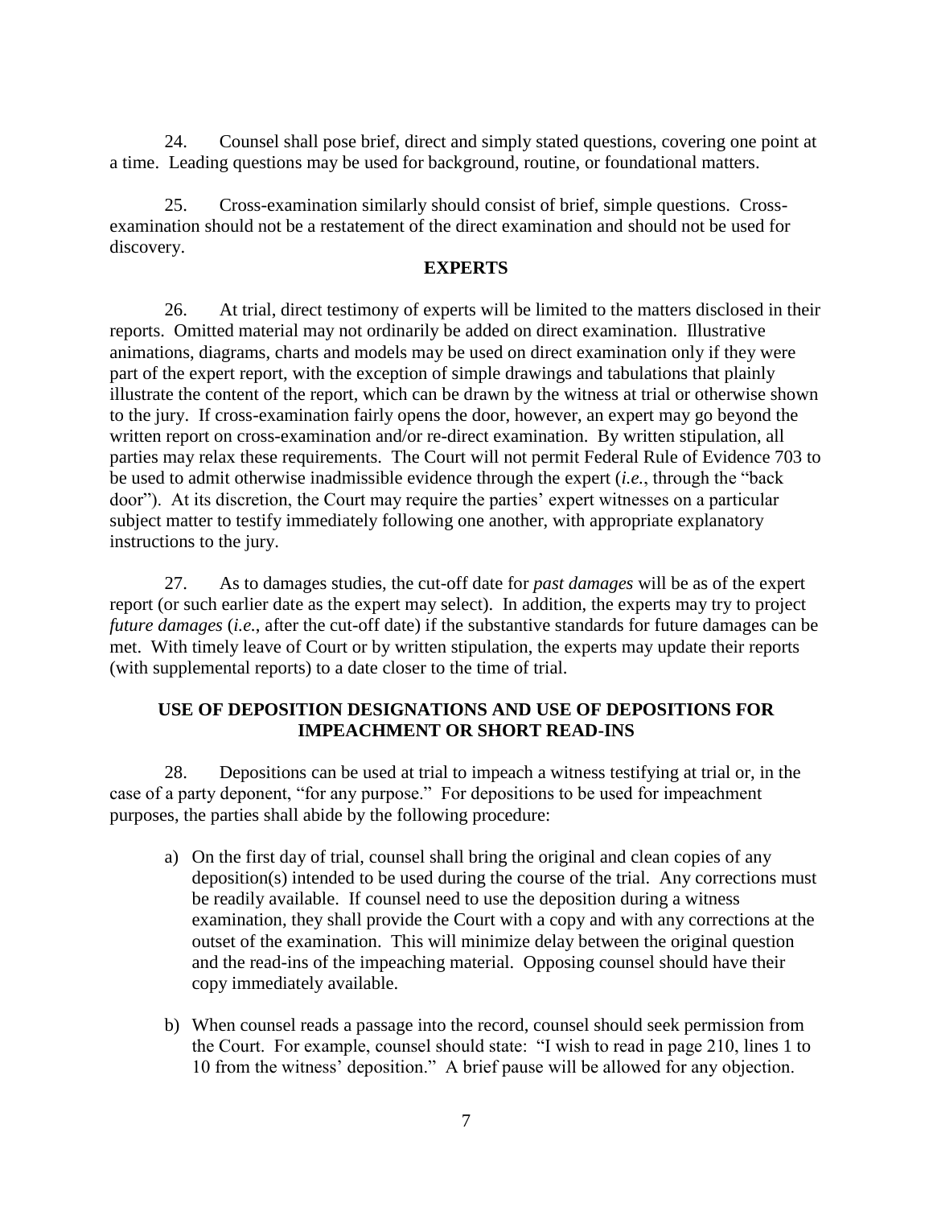24. Counsel shall pose brief, direct and simply stated questions, covering one point at a time. Leading questions may be used for background, routine, or foundational matters.

25. Cross-examination similarly should consist of brief, simple questions. Cross-examination should not be a restatement of the direct examination and should not be used for discovery.

## EXPERTS

26. At trial, direct testimony of experts will be limited to the matters disclosed in their reports. Omitted material may not ordinarily be added on direct examination. Illustrative animations, diagrams, charts and models may be used on direct examination only if they were part of the expert report, with the exception of simple drawings and tabulations that plainly illustrate the content of the report, which can be drawn by the witness at trial or otherwise shown to the jury. If cross-examination fairly opens the door, however, an expert may go beyond the written report on cross-examination and/or re-direct examination. By written stipulation, all parties may relax these requirements. The Court will not permit Federal Rule of Evidence 703 to be used to admit otherwise inadmissible evidence through the expert (*i.e.*, through the "back door"). At its discretion, the Court may require the parties' expert witnesses on a particular subject matter to testify immediately following one another, with appropriate explanatory instructions to the jury.

27. As to damages studies, the cut-off date for *past damages* will be as of the expert report (or such earlier date as the expert may select). In addition, the experts may try to project *future damages* (*i.e.*, after the cut-off date) if the substantive standards for future damages can be met. With timely leave of Court or by written stipulation, the experts may update their reports (with supplemental reports) to a date closer to the time of trial.

## USE OF DEPOSITION DESIGNATIONS AND USE OF DEPOSITIONS FOR IMPEACHMENT OR SHORT READ-INS

28. Depositions can be used at trial to impeach a witness testifying at trial or, in the case of a party deponent, "for any purpose." For depositions to be used for impeachment purposes, the parties shall abide by the following procedure:

a) On the first day of trial, counsel shall bring the original and clean copies of any deposition(s) intended to be used during the course of the trial. Any corrections must be readily available. If counsel need to use the deposition during a witness examination, they shall provide the Court with a copy and with any corrections at the outset of the examination. This will minimize delay between the original question and the read-ins of the impeaching material. Opposing counsel should have their copy immediately available.

b) When counsel reads a passage into the record, counsel should seek permission from the Court. For example, counsel should state: "I wish to read in page 210, lines 1 to 10 from the witness' deposition." A brief pause will be allowed for any objection.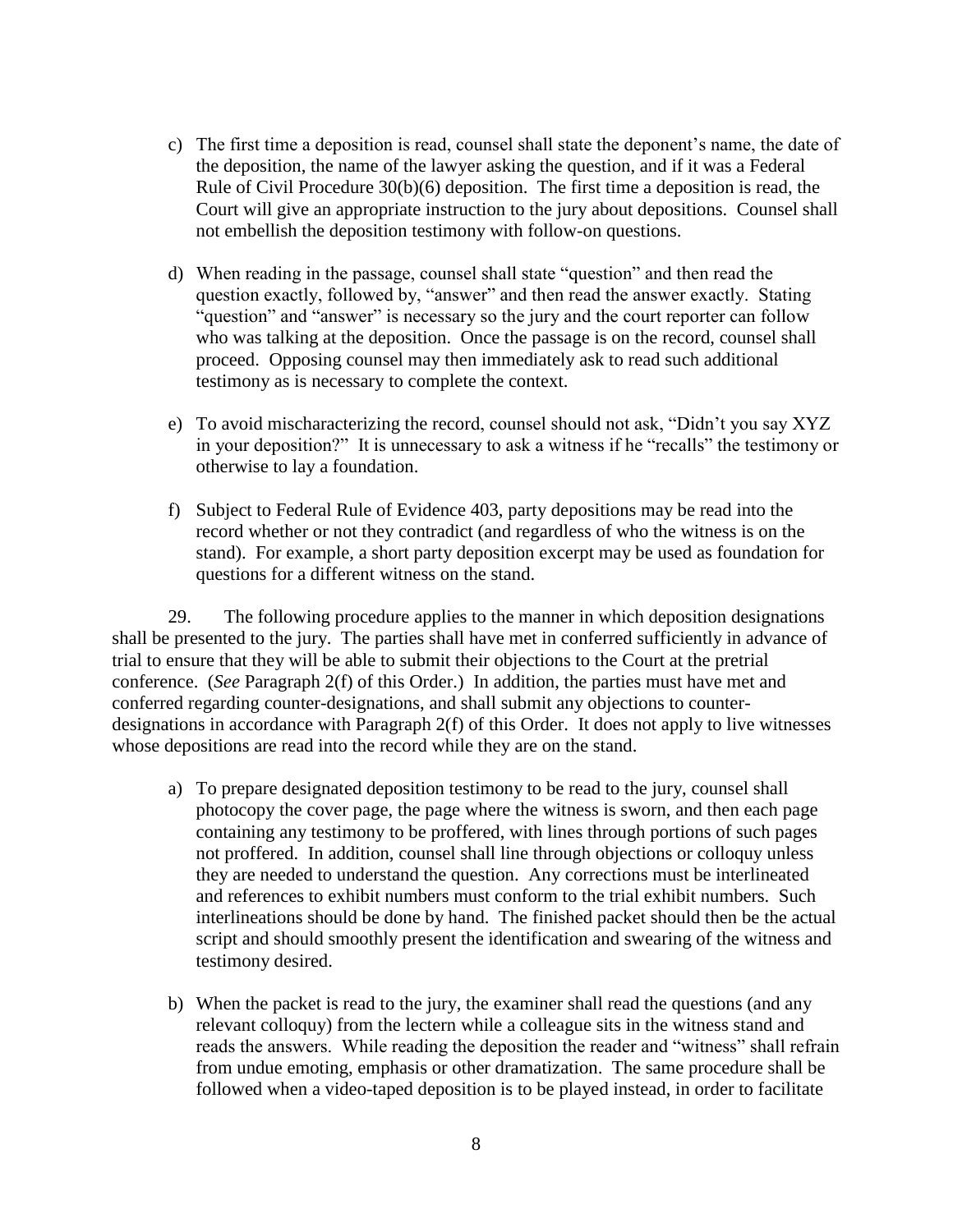c) The first time a deposition is read, counsel shall state the deponent's name, the date of the deposition, the name of the lawyer asking the question, and if it was a Federal Rule of Civil Procedure 30(b)(6) deposition. The first time a deposition is read, the Court will give an appropriate instruction to the jury about depositions. Counsel shall not embellish the deposition testimony with follow-on questions.

d) When reading in the passage, counsel shall state "question" and then read the question exactly, followed by, "answer" and then read the answer exactly. Stating "question" and "answer" is necessary so the jury and the court reporter can follow who was talking at the deposition. Once the passage is on the record, counsel shall proceed. Opposing counsel may then immediately ask to read such additional testimony as is necessary to complete the context.

e) To avoid mischaracterizing the record, counsel should not ask, "Didn't you say XYZ in your deposition?" It is unnecessary to ask a witness if he "recalls" the testimony or otherwise to lay a foundation.

f) Subject to Federal Rule of Evidence 403, party depositions may be read into the record whether or not they contradict (and regardless of who the witness is on the stand). For example, a short party deposition excerpt may be used as foundation for questions for a different witness on the stand.

29. The following procedure applies to the manner in which deposition designations shall be presented to the jury. The parties shall have met in conferred sufficiently in advance of trial to ensure that they will be able to submit their objections to the Court at the pretrial conference. (*See* Paragraph 2(f) of this Order.) In addition, the parties must have met and conferred regarding counter-designations, and shall submit any objections to counter-designations in accordance with Paragraph 2(f) of this Order. It does not apply to live witnesses whose depositions are read into the record while they are on the stand.

a) To prepare designated deposition testimony to be read to the jury, counsel shall photocopy the cover page, the page where the witness is sworn, and then each page containing any testimony to be proffered, with lines through portions of such pages not proffered. In addition, counsel shall line through objections or colloquy unless they are needed to understand the question. Any corrections must be interlineated and references to exhibit numbers must conform to the trial exhibit numbers. Such interlineations should be done by hand. The finished packet should then be the actual script and should smoothly present the identification and swearing of the witness and testimony desired.

b) When the packet is read to the jury, the examiner shall read the questions (and any relevant colloquy) from the lectern while a colleague sits in the witness stand and reads the answers. While reading the deposition the reader and "witness" shall refrain from undue emoting, emphasis or other dramatization. The same procedure shall be followed when a video-taped deposition is to be played instead, in order to facilitate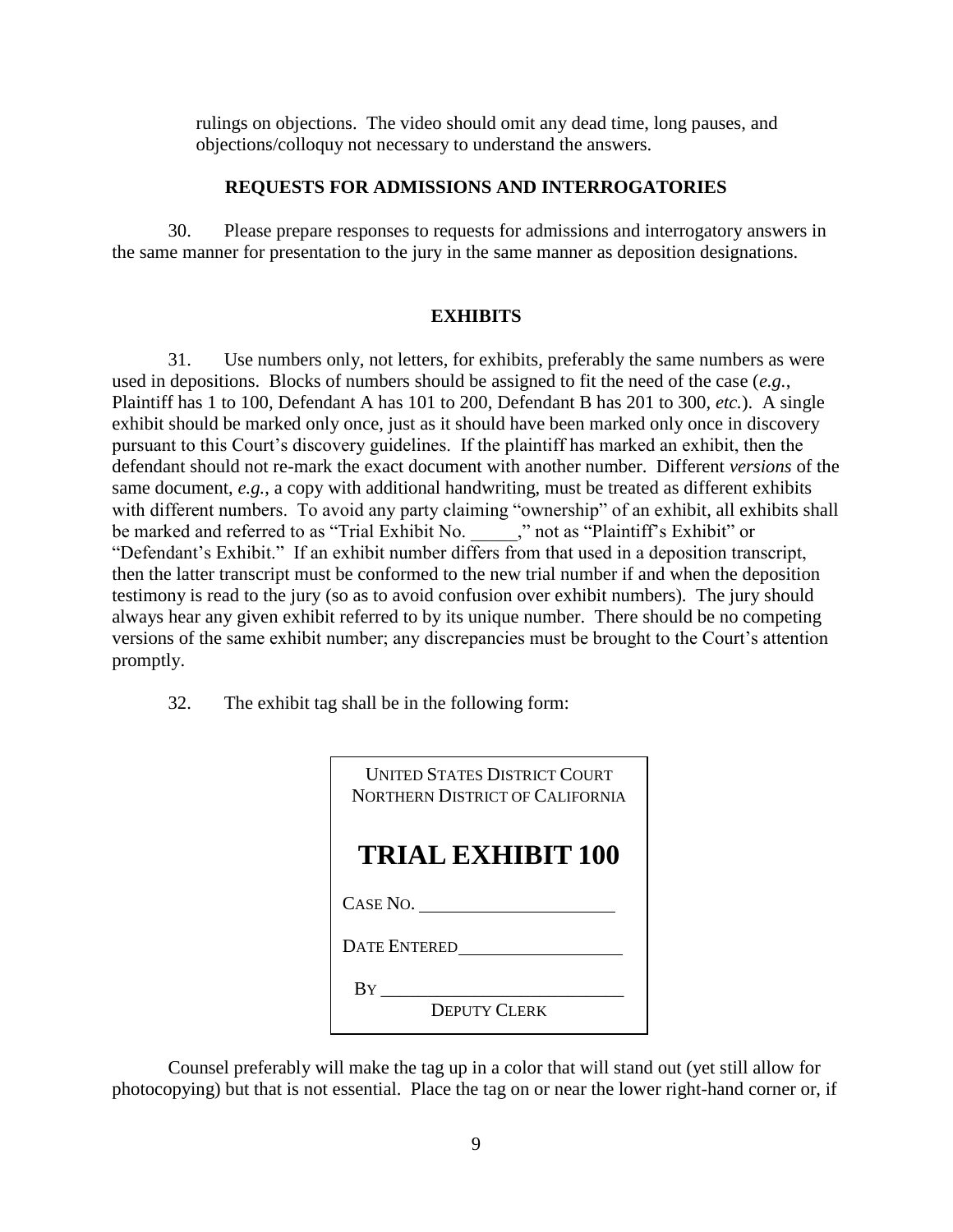rulings on objections. The video should omit any dead time, long pauses, and objections/colloquy not necessary to understand the answers.

## REQUESTS FOR ADMISSIONS AND INTERROGATORIES

30. Please prepare responses to requests for admissions and interrogatory answers in the same manner for presentation to the jury in the same manner as deposition designations.

## EXHIBITS

31. Use numbers only, not letters, for exhibits, preferably the same numbers as were used in depositions. Blocks of numbers should be assigned to fit the need of the case (*e.g.*, Plaintiff has 1 to 100, Defendant A has 101 to 200, Defendant B has 201 to 300, *etc.*). A single exhibit should be marked only once, just as it should have been marked only once in discovery pursuant to this Court's discovery guidelines. If the plaintiff has marked an exhibit, then the defendant should not re-mark the exact document with another number. Different *versions* of the same document, *e.g.*, a copy with additional handwriting, must be treated as different exhibits with different numbers. To avoid any party claiming "ownership" of an exhibit, all exhibits shall be marked and referred to as "Trial Exhibit No. \_\_\_\_\_," not as "Plaintiff's Exhibit" or "Defendant's Exhibit." If an exhibit number differs from that used in a deposition transcript, then the latter transcript must be conformed to the new trial number if and when the deposition testimony is read to the jury (so as to avoid confusion over exhibit numbers). The jury should always hear any given exhibit referred to by its unique number. There should be no competing versions of the same exhibit number; any discrepancies must be brought to the Court's attention promptly.

32. The exhibit tag shall be in the following form:

| UNITED STATES DISTRICT COURT<br>NORTHERN DISTRICT OF CALIFORNIA<br><br>**TRIAL EXHIBIT 100**<br><br>CASE NO. \_\_\_\_\_\_\_\_\_\_\_\_\_\_\_\_\_\_\_\_<br><br>DATE ENTERED\_\_\_\_\_\_\_\_\_\_\_\_\_\_\_\_\_\_<br><br>BY \_\_\_\_\_\_\_\_\_\_\_\_\_\_\_\_\_\_\_\_\_\_\_\_<br>DEPUTY CLERK |
|---|

Counsel preferably will make the tag up in a color that will stand out (yet still allow for photocopying) but that is not essential. Place the tag on or near the lower right-hand corner or, if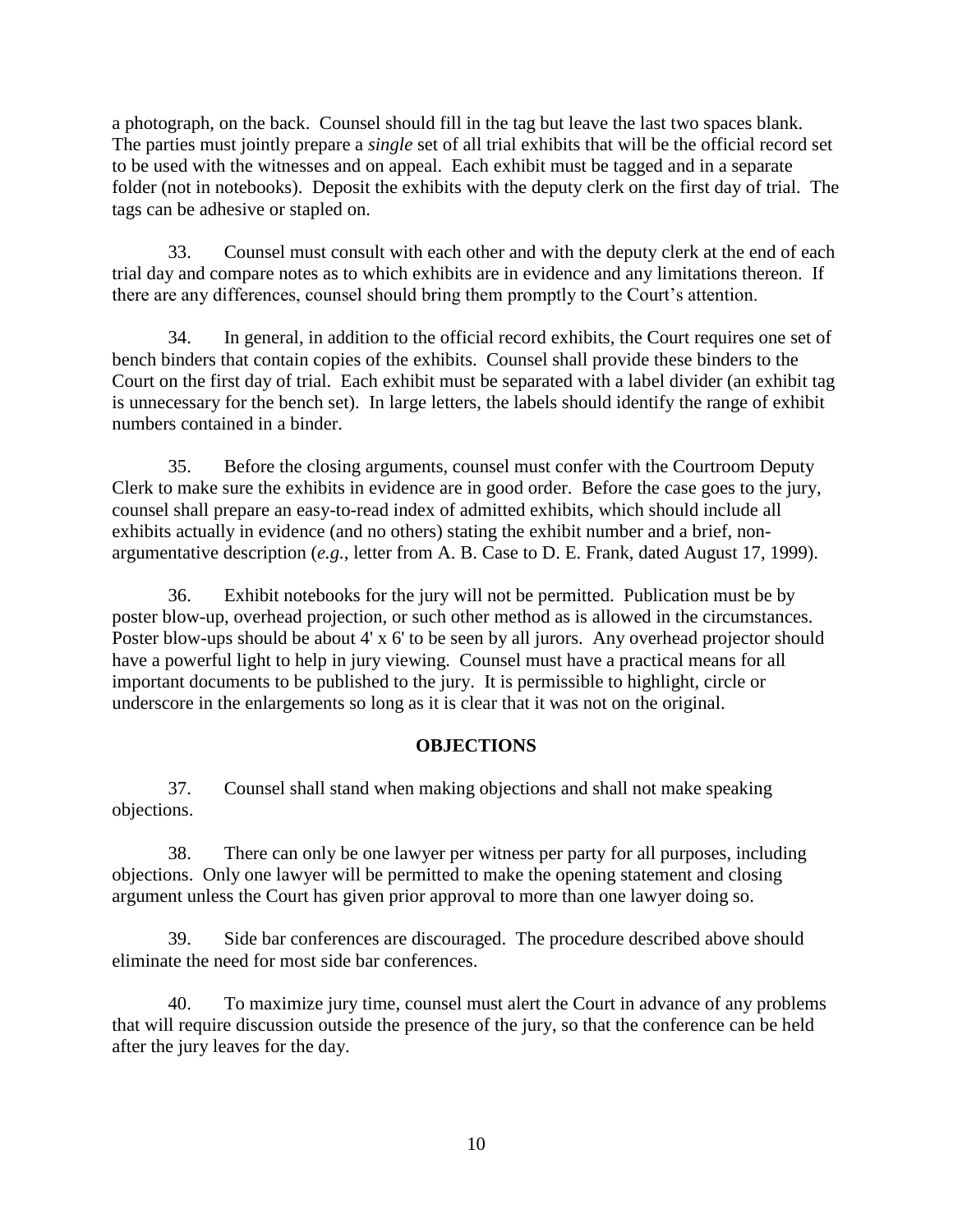a photograph, on the back. Counsel should fill in the tag but leave the last two spaces blank. The parties must jointly prepare a *single* set of all trial exhibits that will be the official record set to be used with the witnesses and on appeal. Each exhibit must be tagged and in a separate folder (not in notebooks). Deposit the exhibits with the deputy clerk on the first day of trial. The tags can be adhesive or stapled on.

33. Counsel must consult with each other and with the deputy clerk at the end of each trial day and compare notes as to which exhibits are in evidence and any limitations thereon. If there are any differences, counsel should bring them promptly to the Court's attention.

34. In general, in addition to the official record exhibits, the Court requires one set of bench binders that contain copies of the exhibits. Counsel shall provide these binders to the Court on the first day of trial. Each exhibit must be separated with a label divider (an exhibit tag is unnecessary for the bench set). In large letters, the labels should identify the range of exhibit numbers contained in a binder.

35. Before the closing arguments, counsel must confer with the Courtroom Deputy Clerk to make sure the exhibits in evidence are in good order. Before the case goes to the jury, counsel shall prepare an easy-to-read index of admitted exhibits, which should include all exhibits actually in evidence (and no others) stating the exhibit number and a brief, non-argumentative description (*e.g.*, letter from A. B. Case to D. E. Frank, dated August 17, 1999).

36. Exhibit notebooks for the jury will not be permitted. Publication must be by poster blow-up, overhead projection, or such other method as is allowed in the circumstances. Poster blow-ups should be about 4' x 6' to be seen by all jurors. Any overhead projector should have a powerful light to help in jury viewing. Counsel must have a practical means for all important documents to be published to the jury. It is permissible to highlight, circle or underscore in the enlargements so long as it is clear that it was not on the original.

## OBJECTIONS

37. Counsel shall stand when making objections and shall not make speaking objections.

38. There can only be one lawyer per witness per party for all purposes, including objections. Only one lawyer will be permitted to make the opening statement and closing argument unless the Court has given prior approval to more than one lawyer doing so.

39. Side bar conferences are discouraged. The procedure described above should eliminate the need for most side bar conferences.

40. To maximize jury time, counsel must alert the Court in advance of any problems that will require discussion outside the presence of the jury, so that the conference can be held after the jury leaves for the day.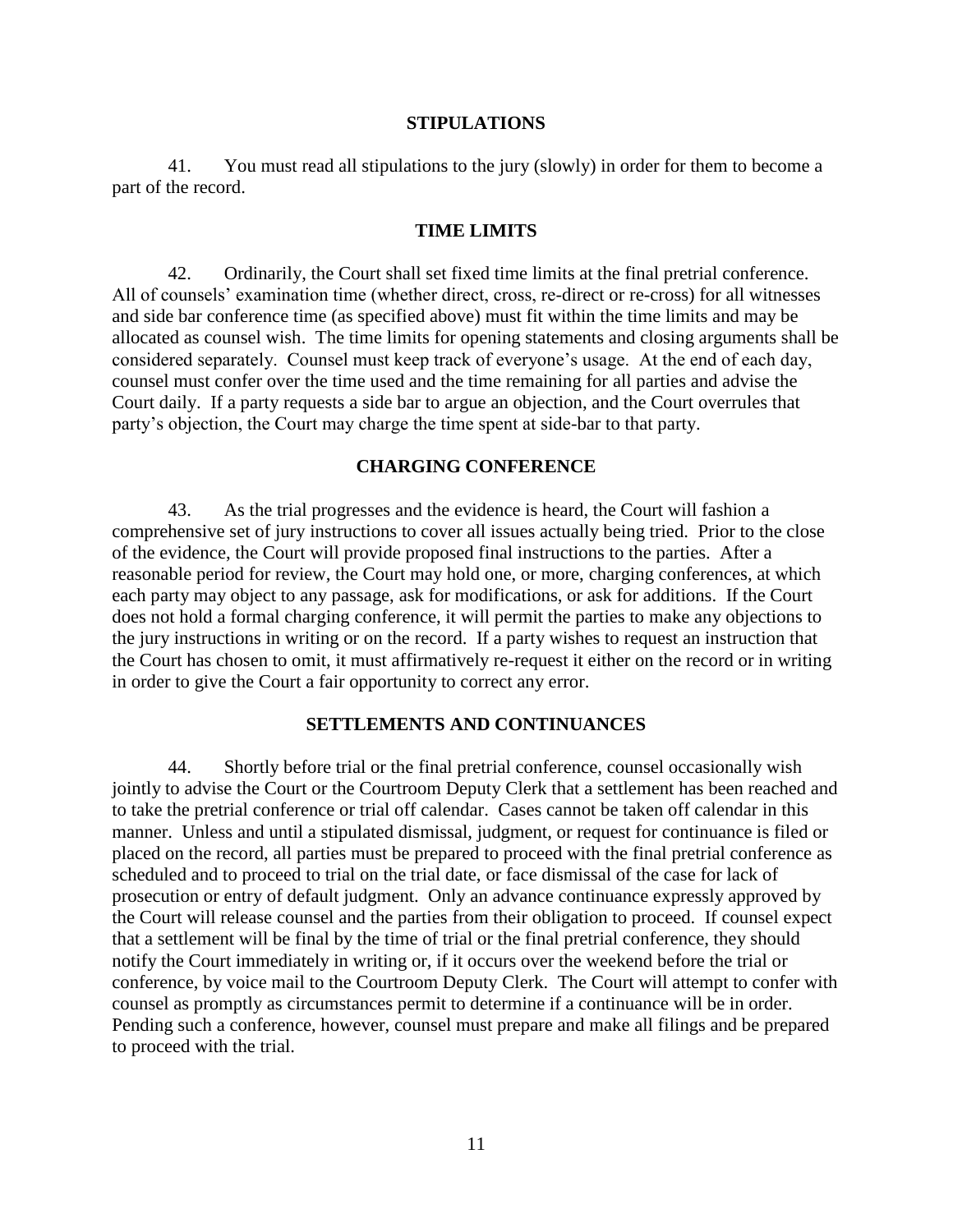## STIPULATIONS

41. You must read all stipulations to the jury (slowly) in order for them to become a part of the record.

## TIME LIMITS

42. Ordinarily, the Court shall set fixed time limits at the final pretrial conference. All of counsels' examination time (whether direct, cross, re-direct or re-cross) for all witnesses and side bar conference time (as specified above) must fit within the time limits and may be allocated as counsel wish. The time limits for opening statements and closing arguments shall be considered separately. Counsel must keep track of everyone's usage. At the end of each day, counsel must confer over the time used and the time remaining for all parties and advise the Court daily. If a party requests a side bar to argue an objection, and the Court overrules that party's objection, the Court may charge the time spent at side-bar to that party.

## CHARGING CONFERENCE

43. As the trial progresses and the evidence is heard, the Court will fashion a comprehensive set of jury instructions to cover all issues actually being tried. Prior to the close of the evidence, the Court will provide proposed final instructions to the parties. After a reasonable period for review, the Court may hold one, or more, charging conferences, at which each party may object to any passage, ask for modifications, or ask for additions. If the Court does not hold a formal charging conference, it will permit the parties to make any objections to the jury instructions in writing or on the record. If a party wishes to request an instruction that the Court has chosen to omit, it must affirmatively re-request it either on the record or in writing in order to give the Court a fair opportunity to correct any error.

## SETTLEMENTS AND CONTINUANCES

44. Shortly before trial or the final pretrial conference, counsel occasionally wish jointly to advise the Court or the Courtroom Deputy Clerk that a settlement has been reached and to take the pretrial conference or trial off calendar. Cases cannot be taken off calendar in this manner. Unless and until a stipulated dismissal, judgment, or request for continuance is filed or placed on the record, all parties must be prepared to proceed with the final pretrial conference as scheduled and to proceed to trial on the trial date, or face dismissal of the case for lack of prosecution or entry of default judgment. Only an advance continuance expressly approved by the Court will release counsel and the parties from their obligation to proceed. If counsel expect that a settlement will be final by the time of trial or the final pretrial conference, they should notify the Court immediately in writing or, if it occurs over the weekend before the trial or conference, by voice mail to the Courtroom Deputy Clerk. The Court will attempt to confer with counsel as promptly as circumstances permit to determine if a continuance will be in order. Pending such a conference, however, counsel must prepare and make all filings and be prepared to proceed with the trial.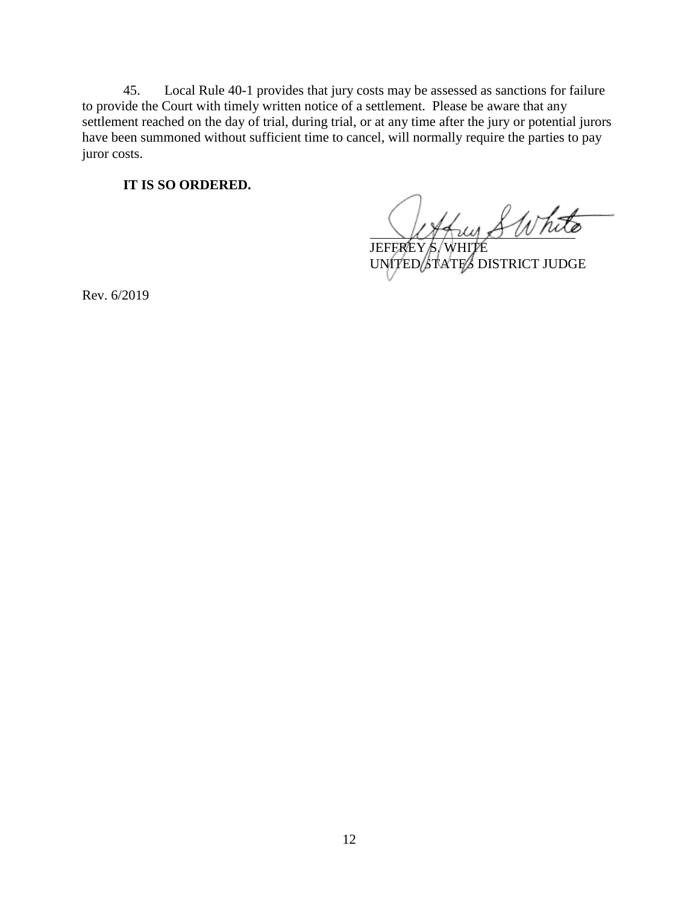45. Local Rule 40-1 provides that jury costs may be assessed as sanctions for failure to provide the Court with timely written notice of a settlement. Please be aware that any settlement reached on the day of trial, during trial, or at any time after the jury or potential jurors have been summoned without sufficient time to cancel, will normally require the parties to pay juror costs.

**IT IS SO ORDERED.**

JEFFREY S. WHITE
UNITED STATES DISTRICT JUDGE

Rev. 6/2019